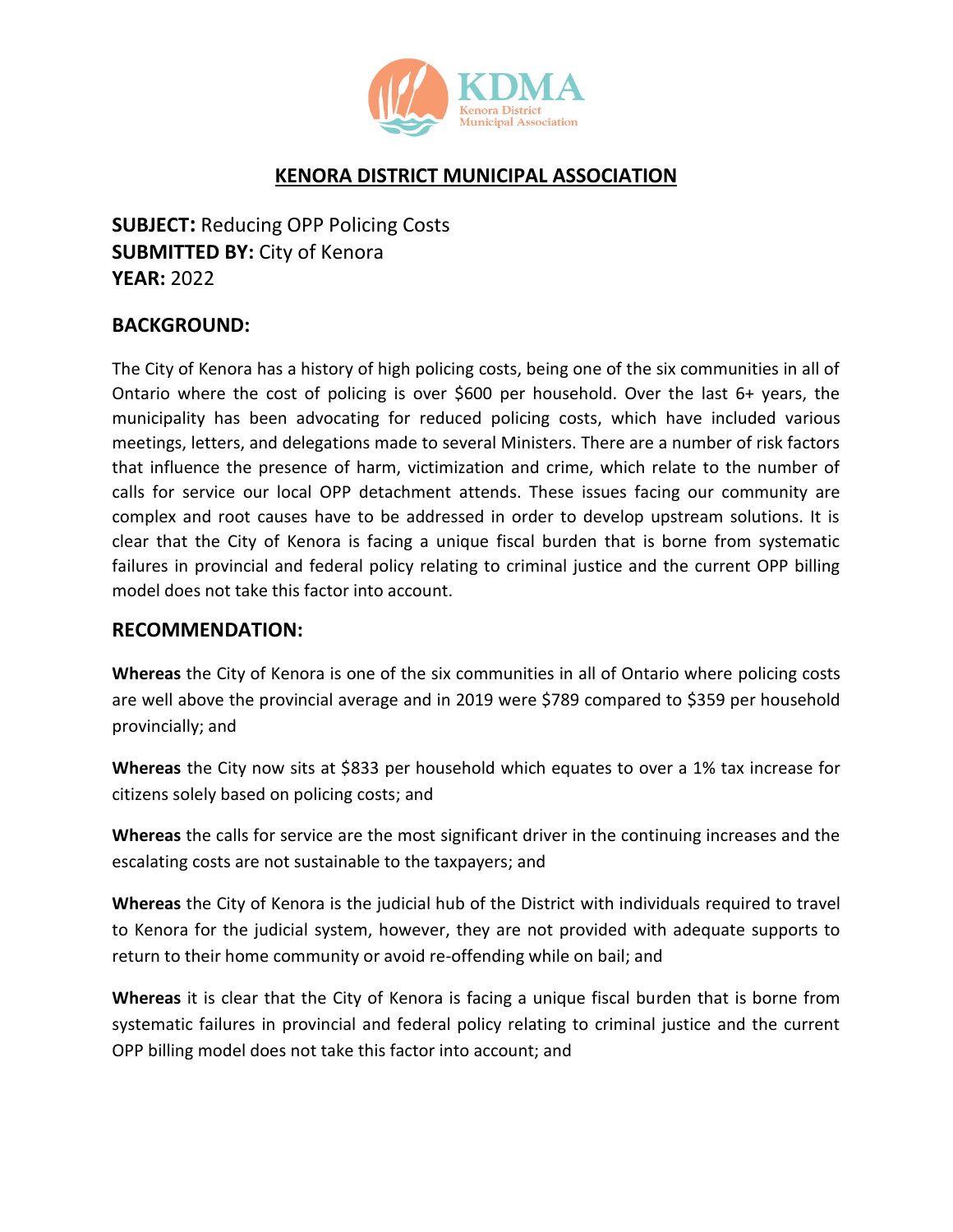# KENORA DISTRICT MUNICIPAL ASSOCIATION

**SUBJECT:** Reducing OPP Policing Costs
**SUBMITTED BY:** City of Kenora
**YEAR:** 2022

## BACKGROUND:

The City of Kenora has a history of high policing costs, being one of the six communities in all of Ontario where the cost of policing is over $600 per household. Over the last 6+ years, the municipality has been advocating for reduced policing costs, which have included various meetings, letters, and delegations made to several Ministers. There are a number of risk factors that influence the presence of harm, victimization and crime, which relate to the number of calls for service our local OPP detachment attends. These issues facing our community are complex and root causes have to be addressed in order to develop upstream solutions. It is clear that the City of Kenora is facing a unique fiscal burden that is borne from systematic failures in provincial and federal policy relating to criminal justice and the current OPP billing model does not take this factor into account.

## RECOMMENDATION:

**Whereas** the City of Kenora is one of the six communities in all of Ontario where policing costs are well above the provincial average and in 2019 were $789 compared to $359 per household provincially; and

**Whereas** the City now sits at $833 per household which equates to over a 1% tax increase for citizens solely based on policing costs; and

**Whereas** the calls for service are the most significant driver in the continuing increases and the escalating costs are not sustainable to the taxpayers; and

**Whereas** the City of Kenora is the judicial hub of the District with individuals required to travel to Kenora for the judicial system, however, they are not provided with adequate supports to return to their home community or avoid re-offending while on bail; and

**Whereas** it is clear that the City of Kenora is facing a unique fiscal burden that is borne from systematic failures in provincial and federal policy relating to criminal justice and the current OPP billing model does not take this factor into account; and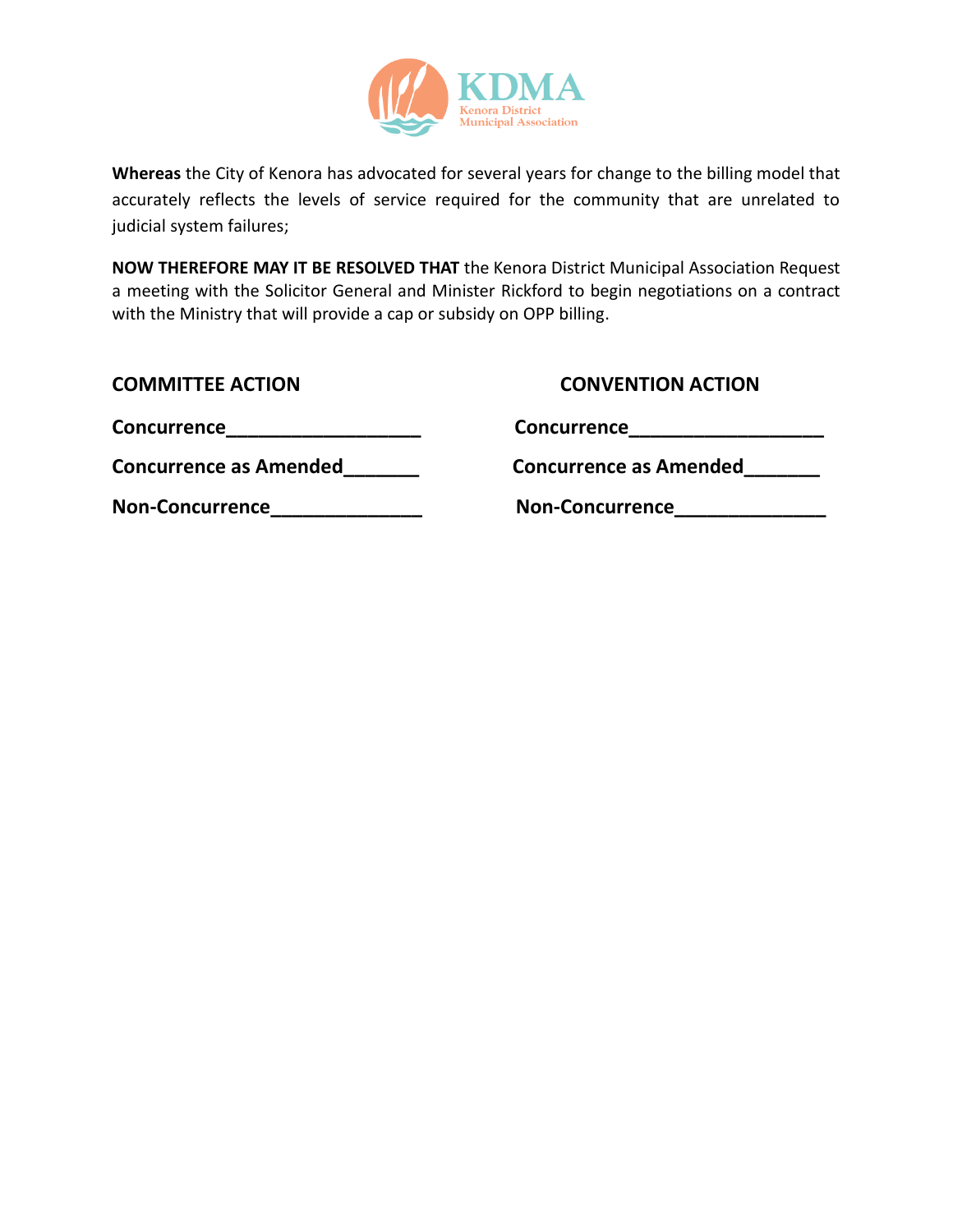KDMA

Kenora District Municipal Association

**Whereas** the City of Kenora has advocated for several years for change to the billing model that accurately reflects the levels of service required for the community that are unrelated to judicial system failures;

**NOW THEREFORE MAY IT BE RESOLVED THAT** the Kenora District Municipal Association Request a meeting with the Solicitor General and Minister Rickford to begin negotiations on a contract with the Ministry that will provide a cap or subsidy on OPP billing.

**COMMITTEE ACTION**

**Concurrence__________________**

**Concurrence as Amended_______**

**Non-Concurrence______________**

**CONVENTION ACTION**

**Concurrence__________________**

**Concurrence as Amended_______**

**Non-Concurrence______________**